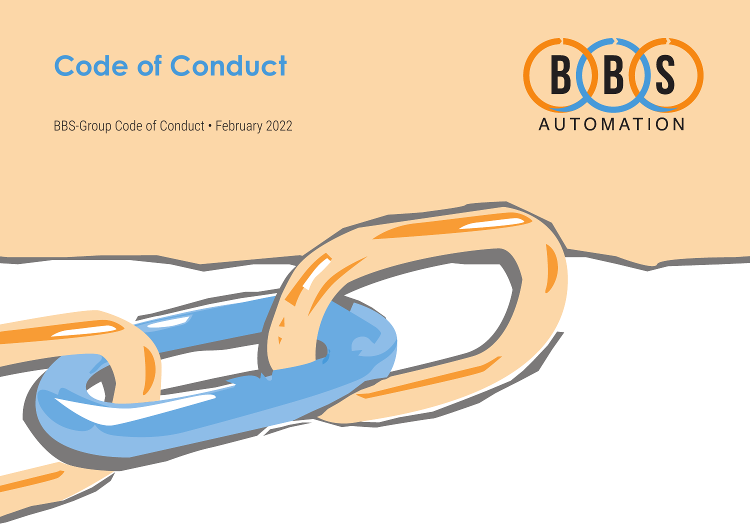# Code of Conduct

BBS-Group Code of Conduct • February 2022

BBS AUTOMATION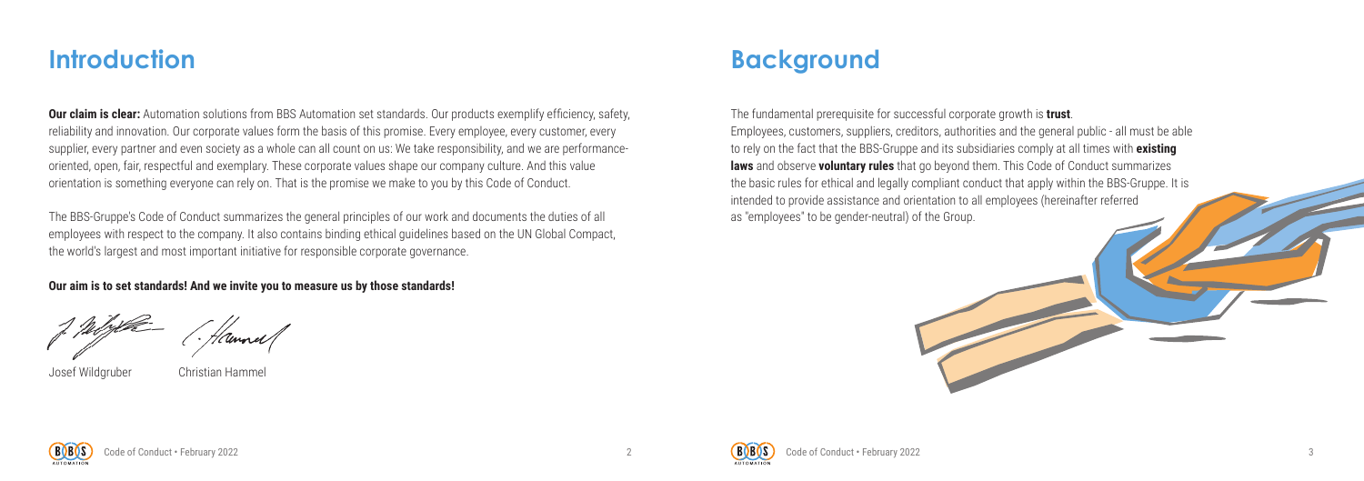# Introduction

**Our claim is clear:** Automation solutions from BBS Automation set standards. Our products exemplify efficiency, safety, reliability and innovation. Our corporate values form the basis of this promise. Every employee, every customer, every supplier, every partner and even society as a whole can all count on us: We take responsibility, and we are performance-oriented, open, fair, respectful and exemplary. These corporate values shape our company culture. And this value orientation is something everyone can rely on. That is the promise we make to you by this Code of Conduct.

The BBS-Gruppe's Code of Conduct summarizes the general principles of our work and documents the duties of all employees with respect to the company. It also contains binding ethical guidelines based on the UN Global Compact, the world's largest and most important initiative for responsible corporate governance.

**Our aim is to set standards! And we invite you to measure us by those standards!**

Josef Wildgruber    Christian Hammel

# Background

The fundamental prerequisite for successful corporate growth is **trust**. Employees, customers, suppliers, creditors, authorities and the general public - all must be able to rely on the fact that the BBS-Gruppe and its subsidiaries comply at all times with **existing laws** and observe **voluntary rules** that go beyond them. This Code of Conduct summarizes the basic rules for ethical and legally compliant conduct that apply within the BBS-Gruppe. It is intended to provide assistance and orientation to all employees (hereinafter referred as "employees" to be gender-neutral) of the Group.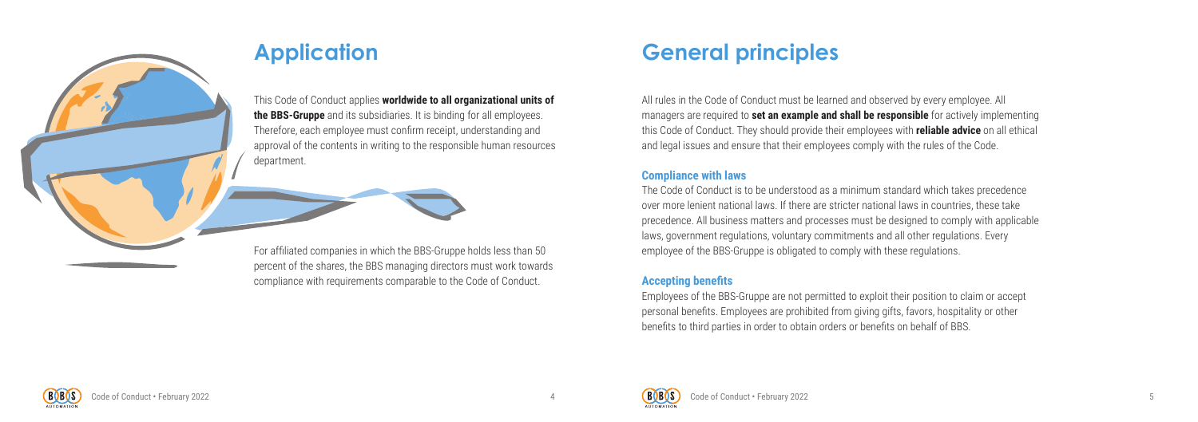## Application

This Code of Conduct applies **worldwide to all organizational units of the BBS-Gruppe** and its subsidiaries. It is binding for all employees. Therefore, each employee must confirm receipt, understanding and approval of the contents in writing to the responsible human resources department.

For affiliated companies in which the BBS-Gruppe holds less than 50 percent of the shares, the BBS managing directors must work towards compliance with requirements comparable to the Code of Conduct.

## General principles

All rules in the Code of Conduct must be learned and observed by every employee. All managers are required to **set an example and shall be responsible** for actively implementing this Code of Conduct. They should provide their employees with **reliable advice** on all ethical and legal issues and ensure that their employees comply with the rules of the Code.

### Compliance with laws

The Code of Conduct is to be understood as a minimum standard which takes precedence over more lenient national laws. If there are stricter national laws in countries, these take precedence. All business matters and processes must be designed to comply with applicable laws, government regulations, voluntary commitments and all other regulations. Every employee of the BBS-Gruppe is obligated to comply with these regulations.

### Accepting benefits

Employees of the BBS-Gruppe are not permitted to exploit their position to claim or accept personal benefits. Employees are prohibited from giving gifts, favors, hospitality or other benefits to third parties in order to obtain orders or benefits on behalf of BBS.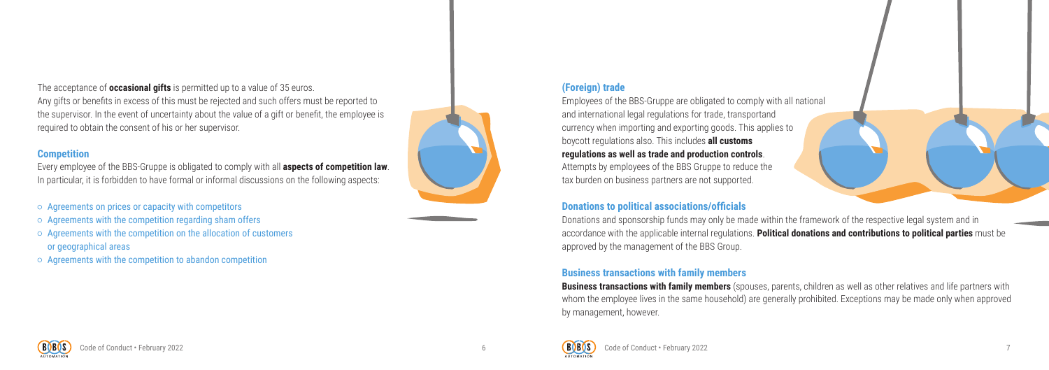The acceptance of **occasional gifts** is permitted up to a value of 35 euros.
Any gifts or benefits in excess of this must be rejected and such offers must be reported to the supervisor. In the event of uncertainty about the value of a gift or benefit, the employee is required to obtain the consent of his or her supervisor.

### Competition

Every employee of the BBS-Gruppe is obligated to comply with all **aspects of competition law**. In particular, it is forbidden to have formal or informal discussions on the following aspects:

- Agreements on prices or capacity with competitors
- Agreements with the competition regarding sham offers
- Agreements with the competition on the allocation of customers or geographical areas
- Agreements with the competition to abandon competition

### (Foreign) trade

Employees of the BBS-Gruppe are obligated to comply with all national and international legal regulations for trade, transportand currency when importing and exporting goods. This applies to boycott regulations also. This includes **all customs regulations as well as trade and production controls**. Attempts by employees of the BBS Gruppe to reduce the tax burden on business partners are not supported.

### Donations to political associations/officials

Donations and sponsorship funds may only be made within the framework of the respective legal system and in accordance with the applicable internal regulations. **Political donations and contributions to political parties** must be approved by the management of the BBS Group.

### Business transactions with family members

**Business transactions with family members** (spouses, parents, children as well as other relatives and life partners with whom the employee lives in the same household) are generally prohibited. Exceptions may be made only when approved by management, however.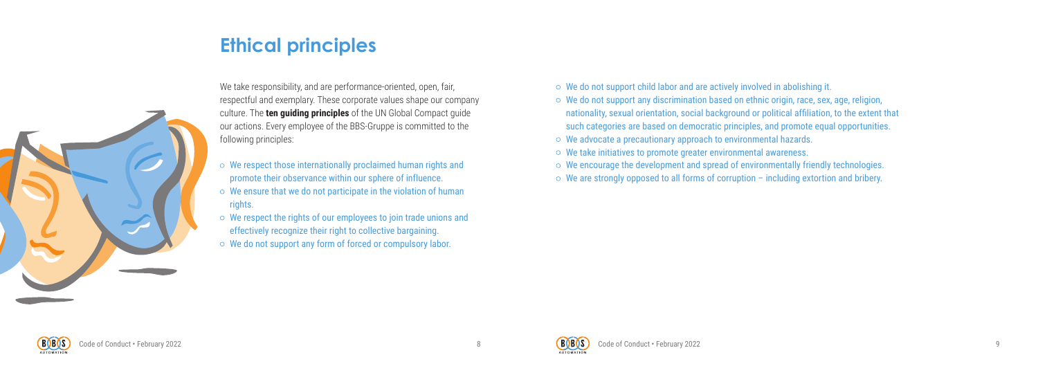# Ethical principles

We take responsibility, and are performance-oriented, open, fair, respectful and exemplary. These corporate values shape our company culture. The **ten guiding principles** of the UN Global Compact guide our actions. Every employee of the BBS-Gruppe is committed to the following principles:

- We respect those internationally proclaimed human rights and promote their observance within our sphere of influence.
- We ensure that we do not participate in the violation of human rights.
- We respect the rights of our employees to join trade unions and effectively recognize their right to collective bargaining.
- We do not support any form of forced or compulsory labor.
- We do not support child labor and are actively involved in abolishing it.
- We do not support any discrimination based on ethnic origin, race, sex, age, religion, nationality, sexual orientation, social background or political affiliation, to the extent that such categories are based on democratic principles, and promote equal opportunities.
- We advocate a precautionary approach to environmental hazards.
- We take initiatives to promote greater environmental awareness.
- We encourage the development and spread of environmentally friendly technologies.
- We are strongly opposed to all forms of corruption – including extortion and bribery.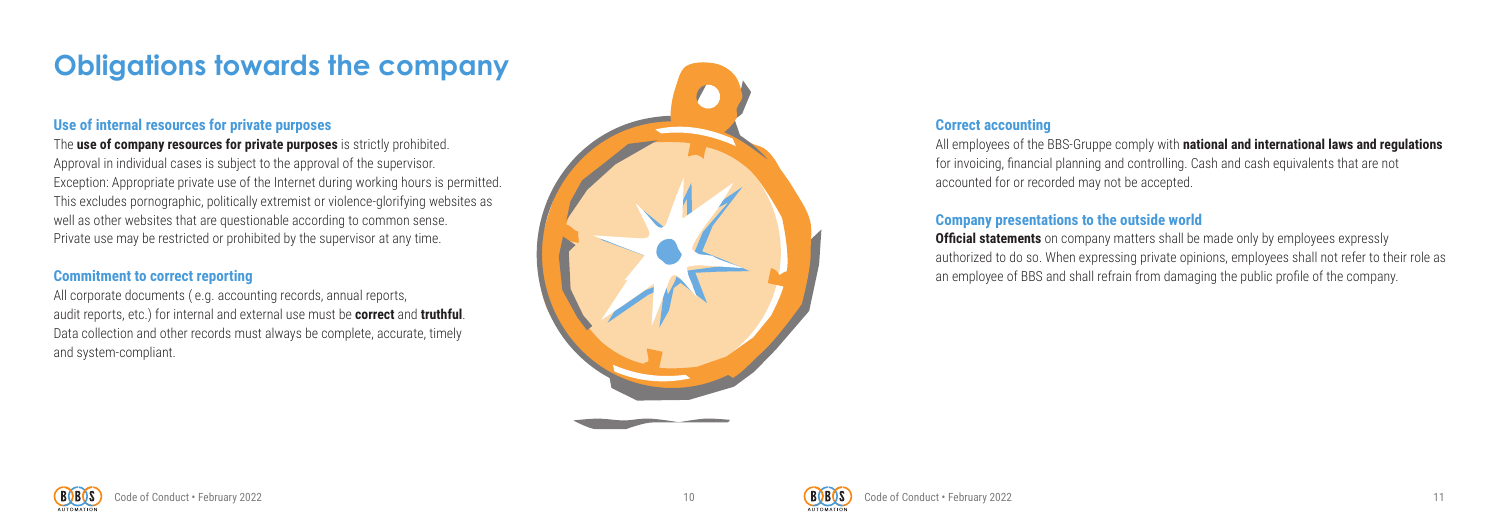# Obligations towards the company

### Use of internal resources for private purposes

The **use of company resources for private purposes** is strictly prohibited.
Approval in individual cases is subject to the approval of the supervisor.
Exception: Appropriate private use of the Internet during working hours is permitted. This excludes pornographic, politically extremist or violence-glorifying websites as well as other websites that are questionable according to common sense.
Private use may be restricted or prohibited by the supervisor at any time.

### Commitment to correct reporting

All corporate documents ( e.g. accounting records, annual reports, audit reports, etc.) for internal and external use must be **correct** and **truthful**. Data collection and other records must always be complete, accurate, timely and system-compliant.

### Correct accounting

All employees of the BBS-Gruppe comply with **national and international laws and regulations** for invoicing, financial planning and controlling. Cash and cash equivalents that are not accounted for or recorded may not be accepted.

### Company presentations to the outside world

**Official statements** on company matters shall be made only by employees expressly authorized to do so. When expressing private opinions, employees shall not refer to their role as an employee of BBS and shall refrain from damaging the public profile of the company.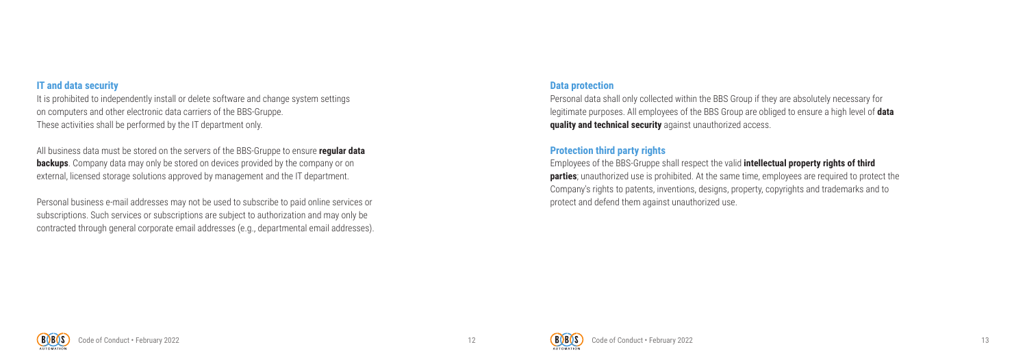## IT and data security

It is prohibited to independently install or delete software and change system settings on computers and other electronic data carriers of the BBS-Gruppe. These activities shall be performed by the IT department only.

All business data must be stored on the servers of the BBS-Gruppe to ensure **regular data backups**. Company data may only be stored on devices provided by the company or on external, licensed storage solutions approved by management and the IT department.

Personal business e-mail addresses may not be used to subscribe to paid online services or subscriptions. Such services or subscriptions are subject to authorization and may only be contracted through general corporate email addresses (e.g., departmental email addresses).

## Data protection

Personal data shall only collected within the BBS Group if they are absolutely necessary for legitimate purposes. All employees of the BBS Group are obliged to ensure a high level of **data quality and technical security** against unauthorized access.

## Protection third party rights

Employees of the BBS-Gruppe shall respect the valid **intellectual property rights of third parties**; unauthorized use is prohibited. At the same time, employees are required to protect the Company's rights to patents, inventions, designs, property, copyrights and trademarks and to protect and defend them against unauthorized use.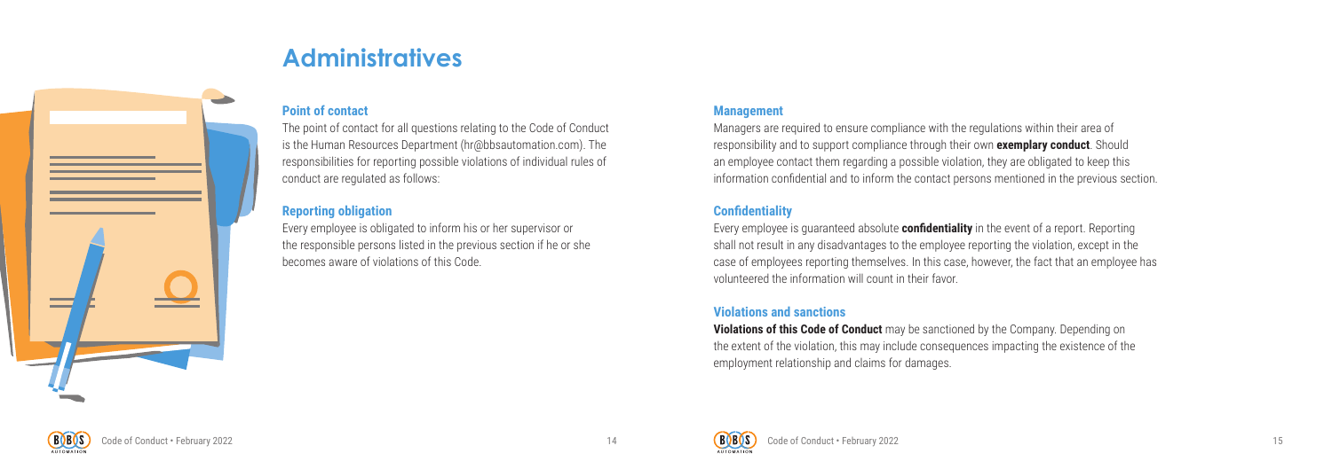# Administratives

### Point of contact

The point of contact for all questions relating to the Code of Conduct is the Human Resources Department (hr@bbsautomation.com). The responsibilities for reporting possible violations of individual rules of conduct are regulated as follows:

### Reporting obligation

Every employee is obligated to inform his or her supervisor or the responsible persons listed in the previous section if he or she becomes aware of violations of this Code.

### Management

Managers are required to ensure compliance with the regulations within their area of responsibility and to support compliance through their own **exemplary conduct**. Should an employee contact them regarding a possible violation, they are obligated to keep this information confidential and to inform the contact persons mentioned in the previous section.

### Confidentiality

Every employee is guaranteed absolute **confidentiality** in the event of a report. Reporting shall not result in any disadvantages to the employee reporting the violation, except in the case of employees reporting themselves. In this case, however, the fact that an employee has volunteered the information will count in their favor.

### Violations and sanctions

**Violations of this Code of Conduct** may be sanctioned by the Company. Depending on the extent of the violation, this may include consequences impacting the existence of the employment relationship and claims for damages.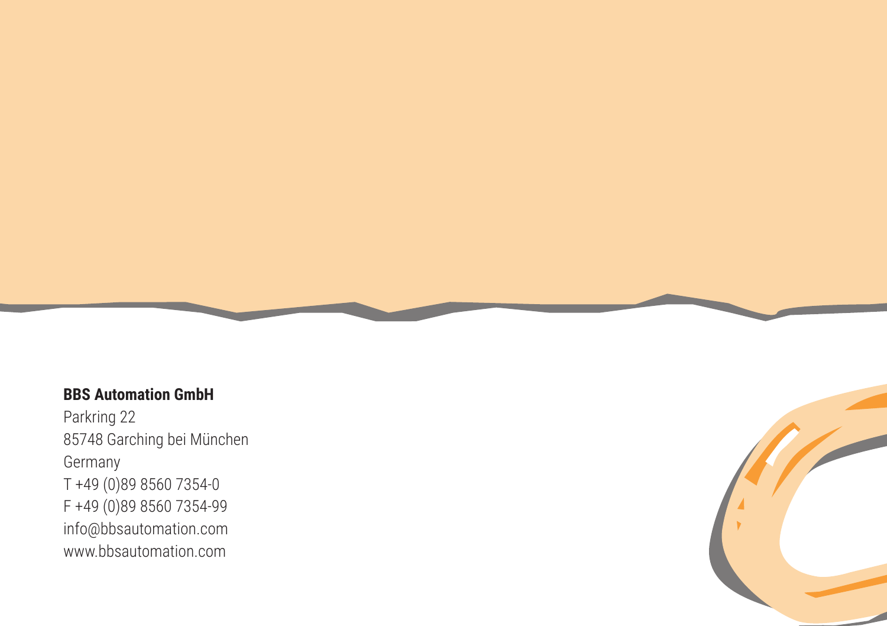**BBS Automation GmbH**

Parkring 22
85748 Garching bei München
Germany
T +49 (0)89 8560 7354-0
F +49 (0)89 8560 7354-99
info@bbsautomation.com
www.bbsautomation.com